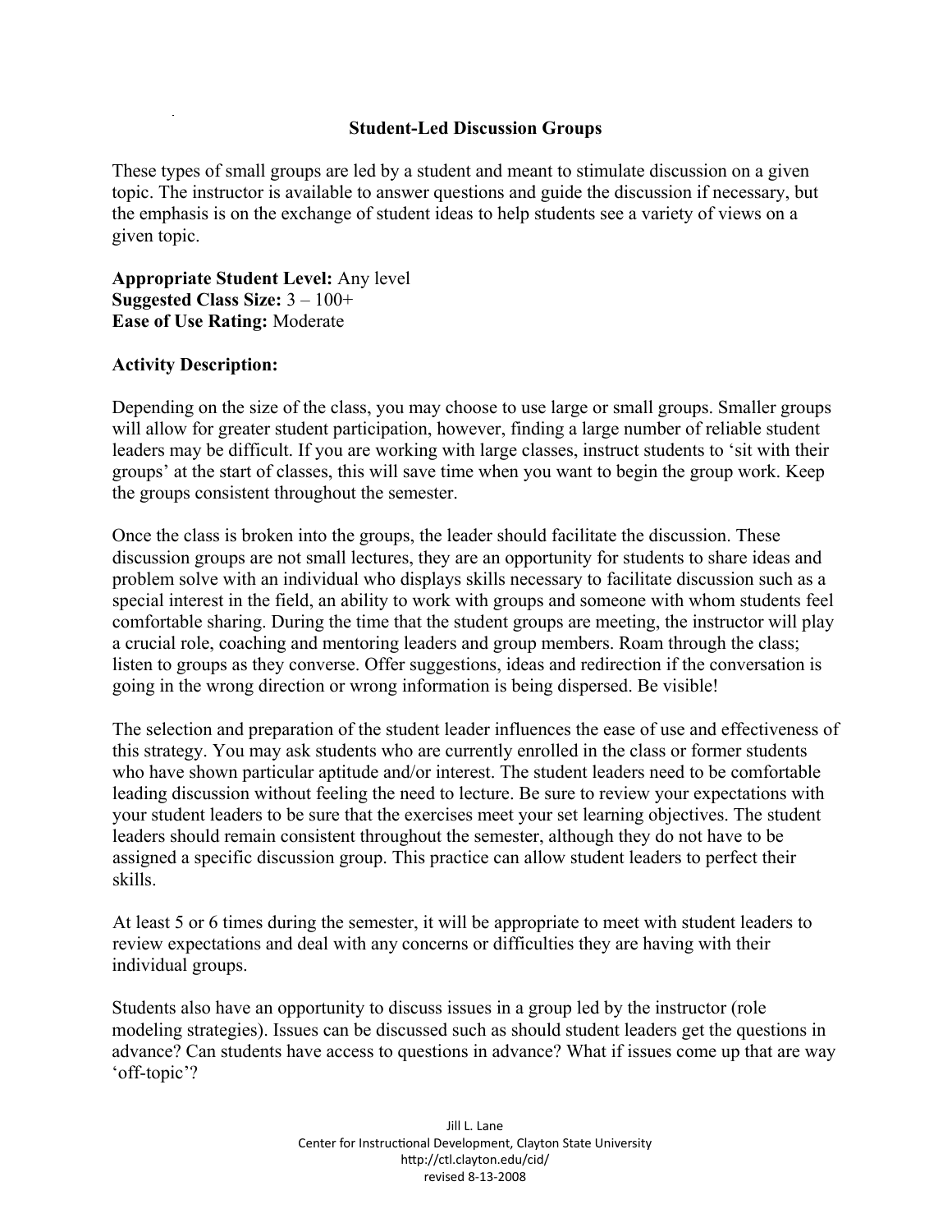# Student-Led Discussion Groups

These types of small groups are led by a student and meant to stimulate discussion on a given topic. The instructor is available to answer questions and guide the discussion if necessary, but the emphasis is on the exchange of student ideas to help students see a variety of views on a given topic.

**Appropriate Student Level:** Any level
**Suggested Class Size:** 3 – 100+
**Ease of Use Rating:** Moderate

**Activity Description:**

Depending on the size of the class, you may choose to use large or small groups. Smaller groups will allow for greater student participation, however, finding a large number of reliable student leaders may be difficult. If you are working with large classes, instruct students to 'sit with their groups' at the start of classes, this will save time when you want to begin the group work. Keep the groups consistent throughout the semester.

Once the class is broken into the groups, the leader should facilitate the discussion. These discussion groups are not small lectures, they are an opportunity for students to share ideas and problem solve with an individual who displays skills necessary to facilitate discussion such as a special interest in the field, an ability to work with groups and someone with whom students feel comfortable sharing. During the time that the student groups are meeting, the instructor will play a crucial role, coaching and mentoring leaders and group members. Roam through the class; listen to groups as they converse. Offer suggestions, ideas and redirection if the conversation is going in the wrong direction or wrong information is being dispersed. Be visible!

The selection and preparation of the student leader influences the ease of use and effectiveness of this strategy. You may ask students who are currently enrolled in the class or former students who have shown particular aptitude and/or interest. The student leaders need to be comfortable leading discussion without feeling the need to lecture. Be sure to review your expectations with your student leaders to be sure that the exercises meet your set learning objectives. The student leaders should remain consistent throughout the semester, although they do not have to be assigned a specific discussion group. This practice can allow student leaders to perfect their skills.

At least 5 or 6 times during the semester, it will be appropriate to meet with student leaders to review expectations and deal with any concerns or difficulties they are having with their individual groups.

Students also have an opportunity to discuss issues in a group led by the instructor (role modeling strategies). Issues can be discussed such as should student leaders get the questions in advance? Can students have access to questions in advance? What if issues come up that are way 'off-topic'?

Jill L. Lane
Center for Instructional Development, Clayton State University
http://ctl.clayton.edu/cid/
revised 8-13-2008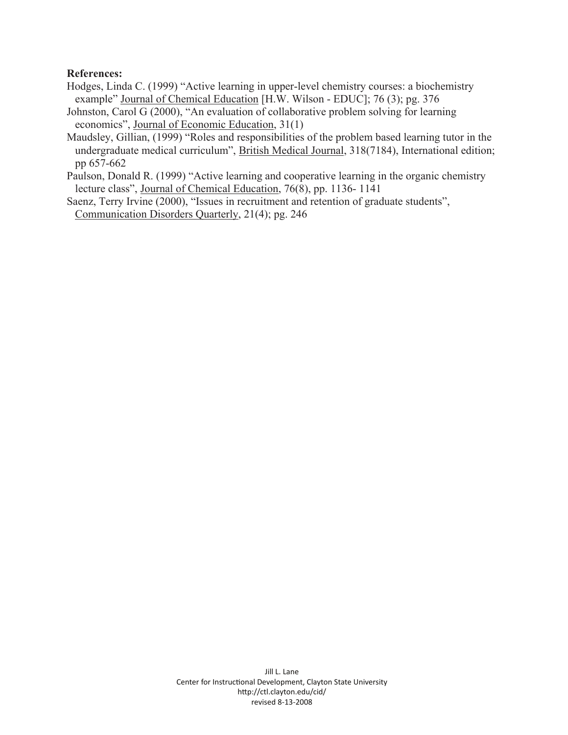**References:**

Hodges, Linda C. (1999) "Active learning in upper-level chemistry courses: a biochemistry example" Journal of Chemical Education [H.W. Wilson - EDUC]; 76 (3); pg. 376

Johnston, Carol G (2000), "An evaluation of collaborative problem solving for learning economics", Journal of Economic Education, 31(1)

Maudsley, Gillian, (1999) "Roles and responsibilities of the problem based learning tutor in the undergraduate medical curriculum", British Medical Journal, 318(7184), International edition; pp 657-662

Paulson, Donald R. (1999) "Active learning and cooperative learning in the organic chemistry lecture class", Journal of Chemical Education, 76(8), pp. 1136- 1141

Saenz, Terry Irvine (2000), "Issues in recruitment and retention of graduate students", Communication Disorders Quarterly, 21(4); pg. 246